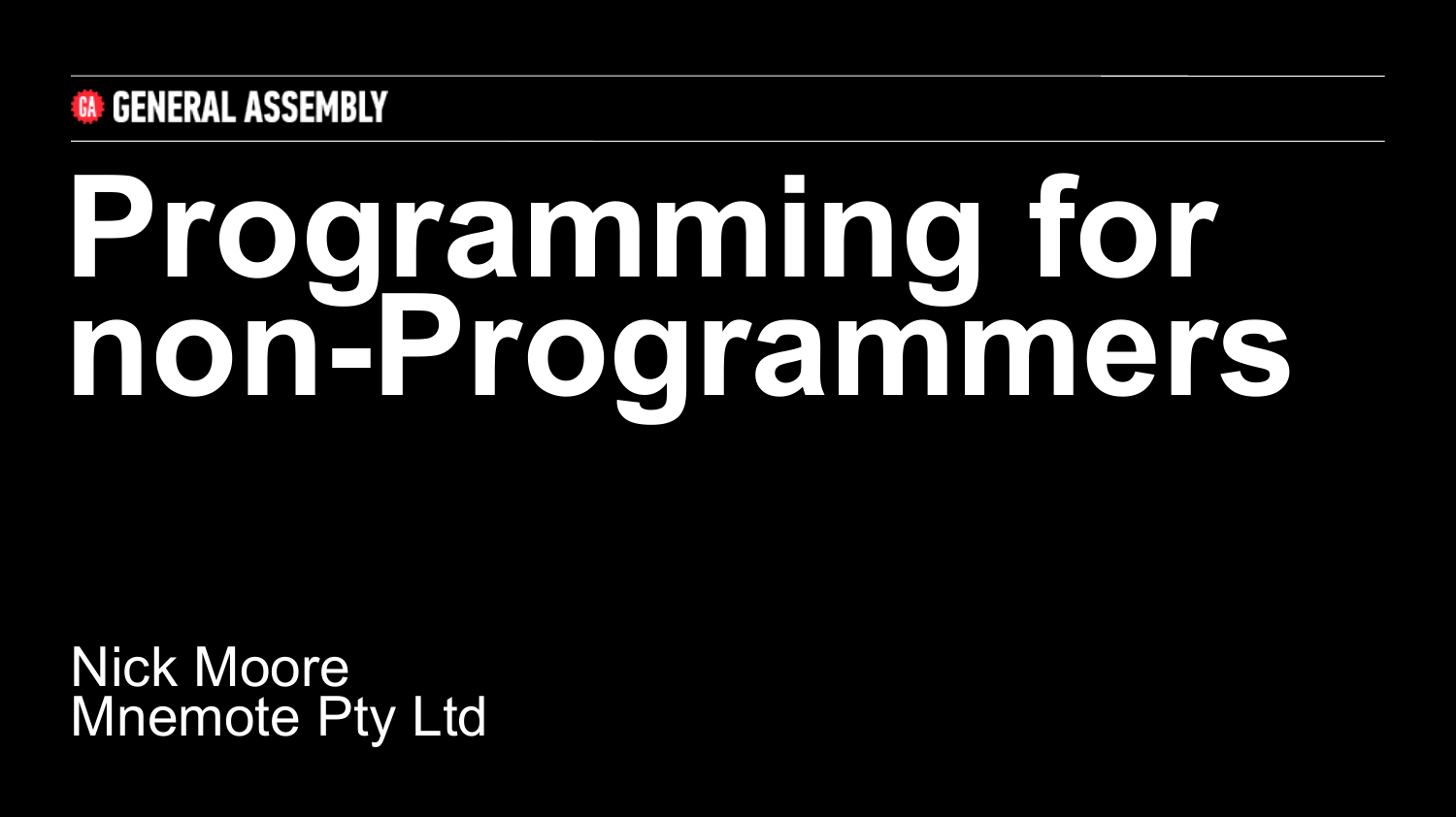GENERAL ASSEMBLY

# Programming for non-Programmers

Nick Moore
Mnemote Pty Ltd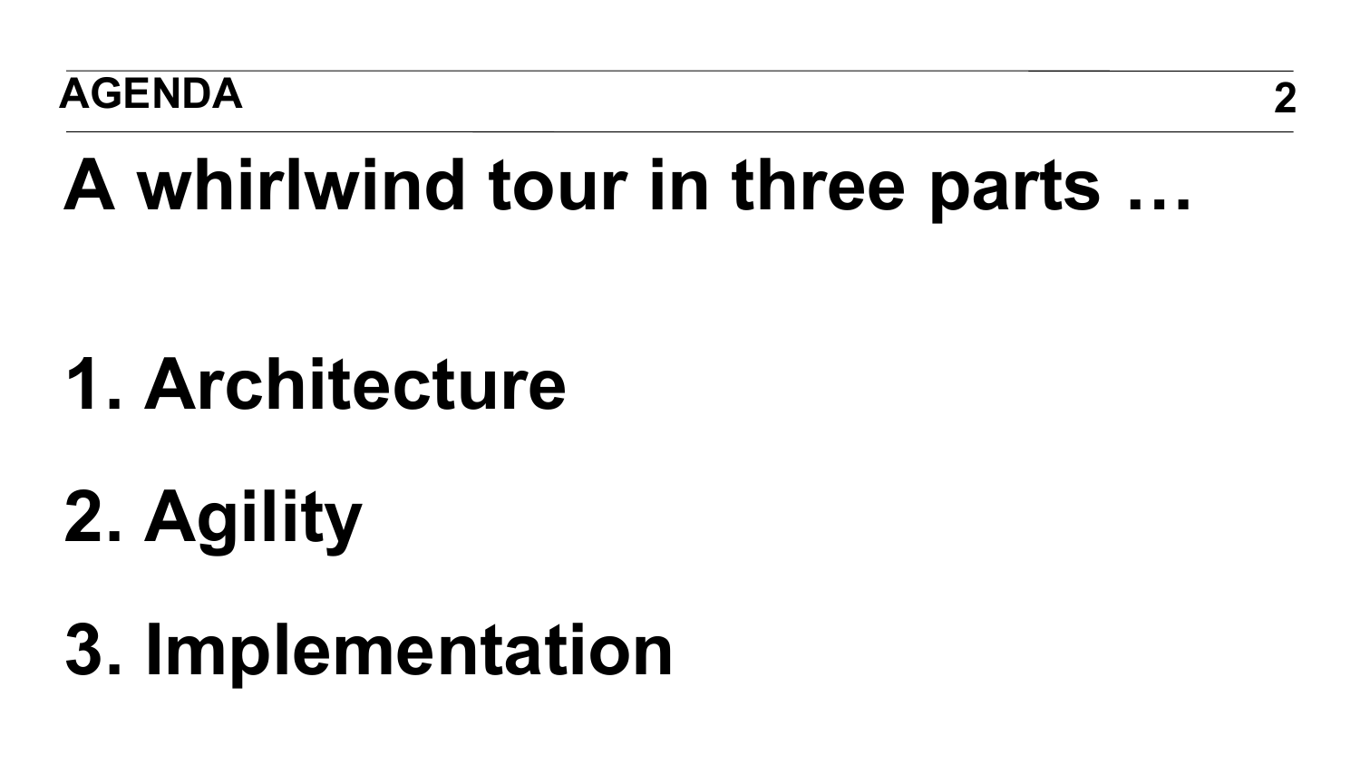AGENDA

# A whirlwind tour in three parts …

1. Architecture
2. Agility
3. Implementation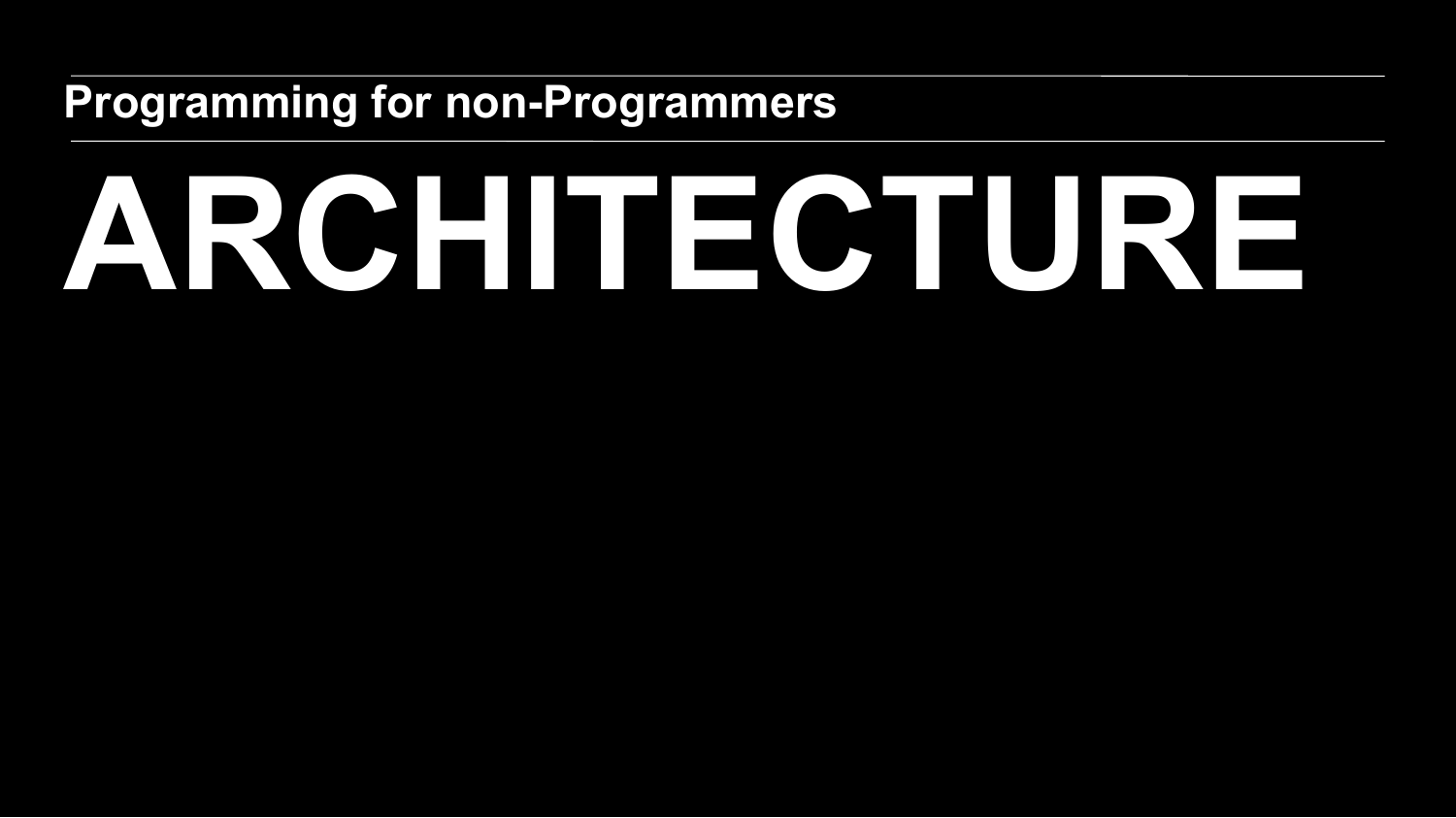Programming for non-Programmers

# ARCHITECTURE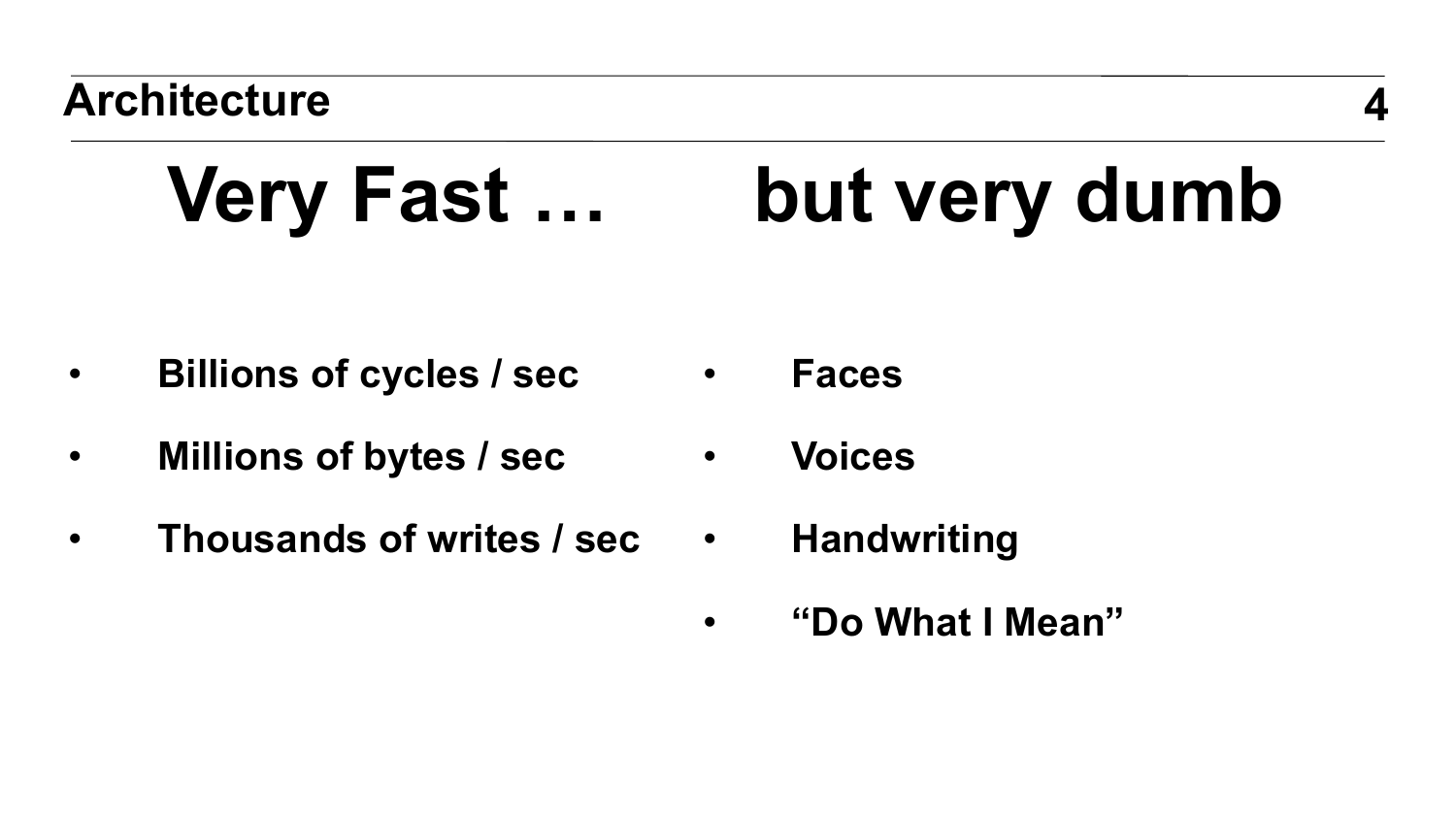# Very Fast … but very dumb

## Very Fast …

- **Billions of cycles / sec**
- **Millions of bytes / sec**
- **Thousands of writes / sec**

## but very dumb

- **Faces**
- **Voices**
- **Handwriting**
- **“Do What I Mean”**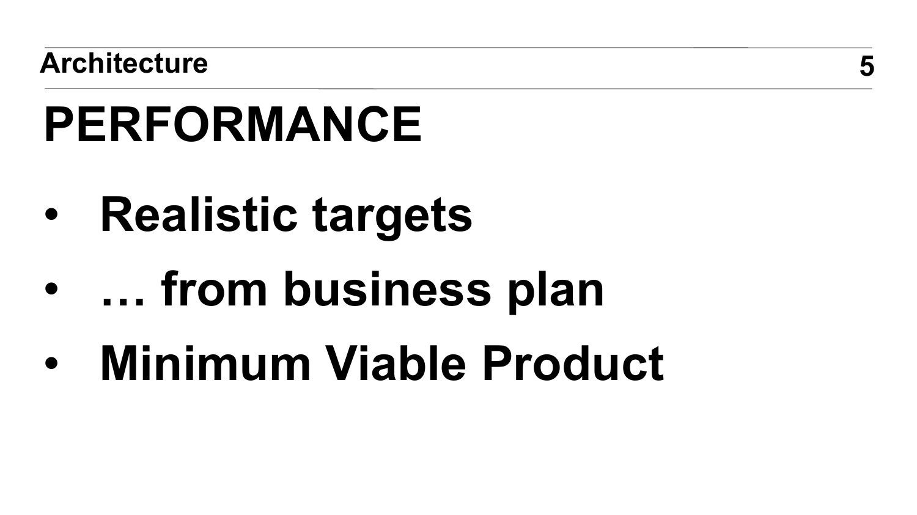# PERFORMANCE

- **Realistic targets**
- **… from business plan**
- **Minimum Viable Product**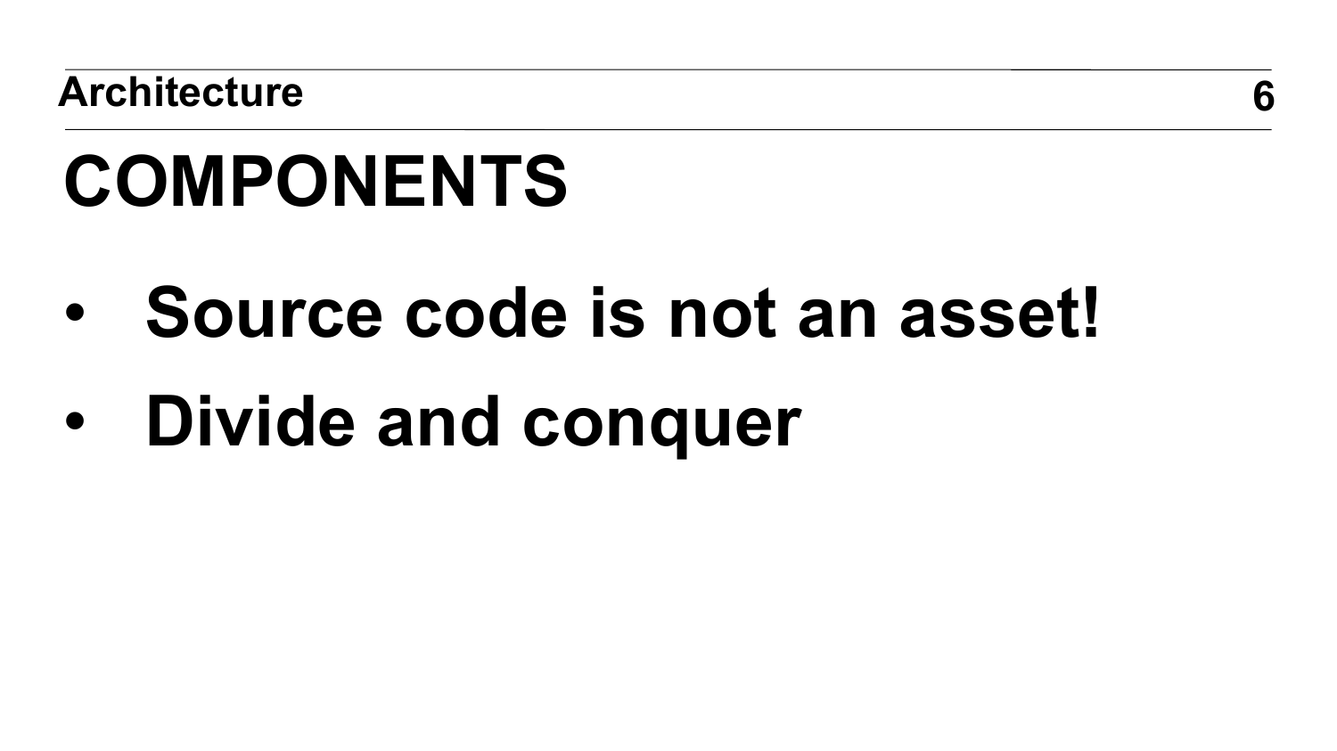# COMPONENTS

- **Source code is not an asset!**
- **Divide and conquer**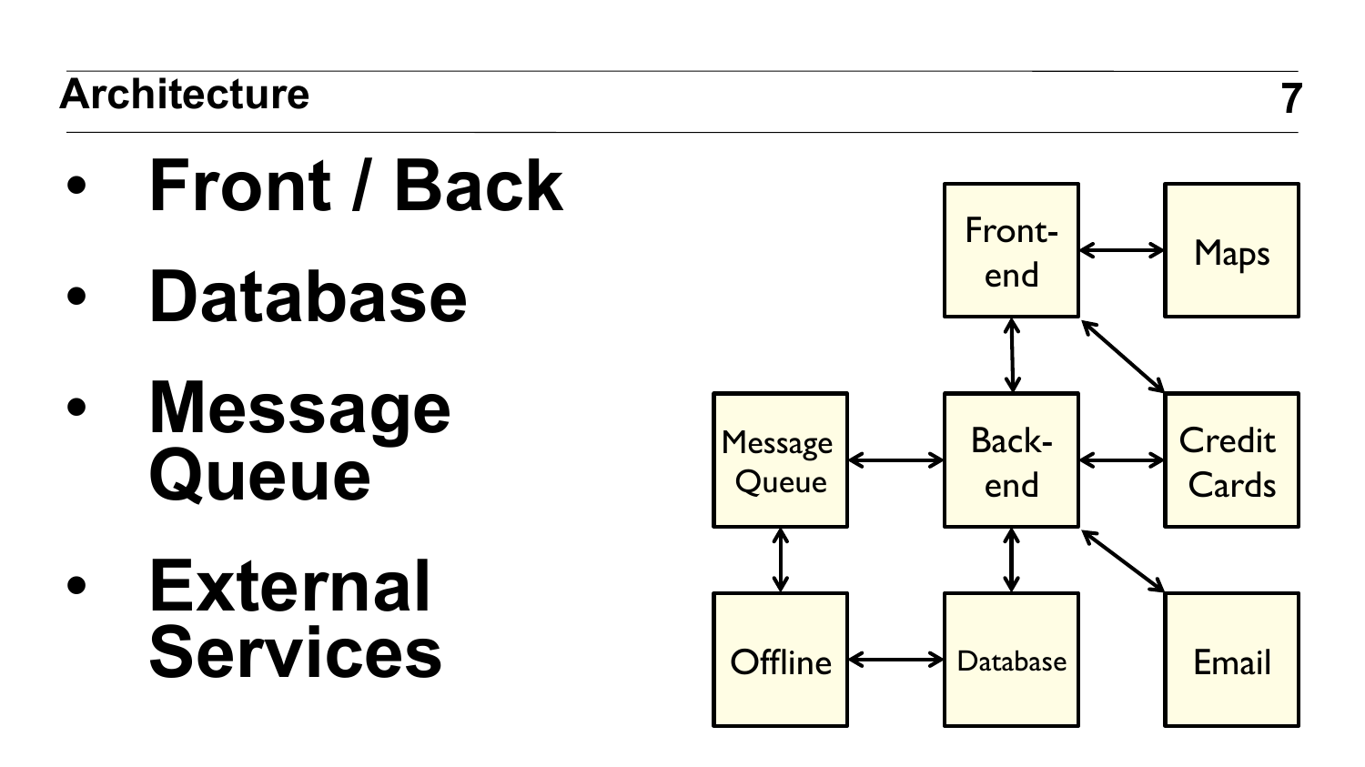## Architecture

- **Front / Back**
- **Database**
- **Message Queue**
- **External Services**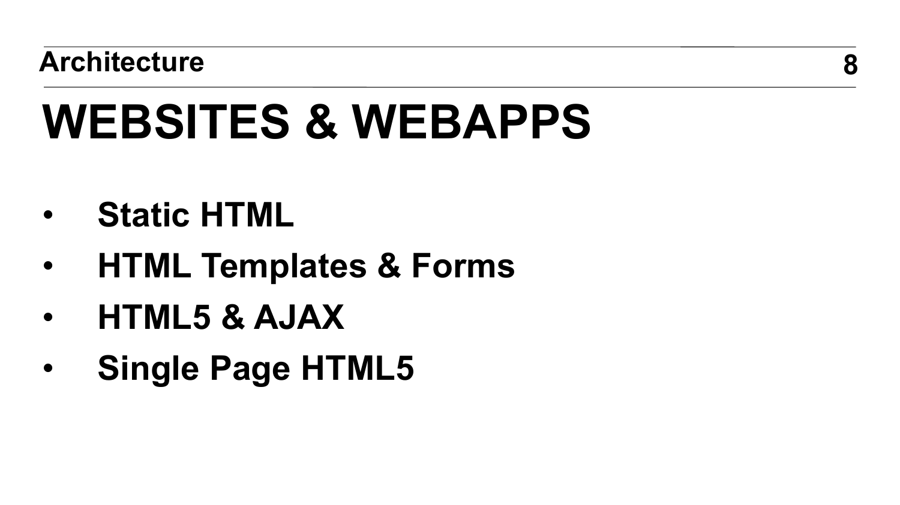Architecture

# WEBSITES & WEBAPPS

- **Static HTML**
- **HTML Templates & Forms**
- **HTML5 & AJAX**
- **Single Page HTML5**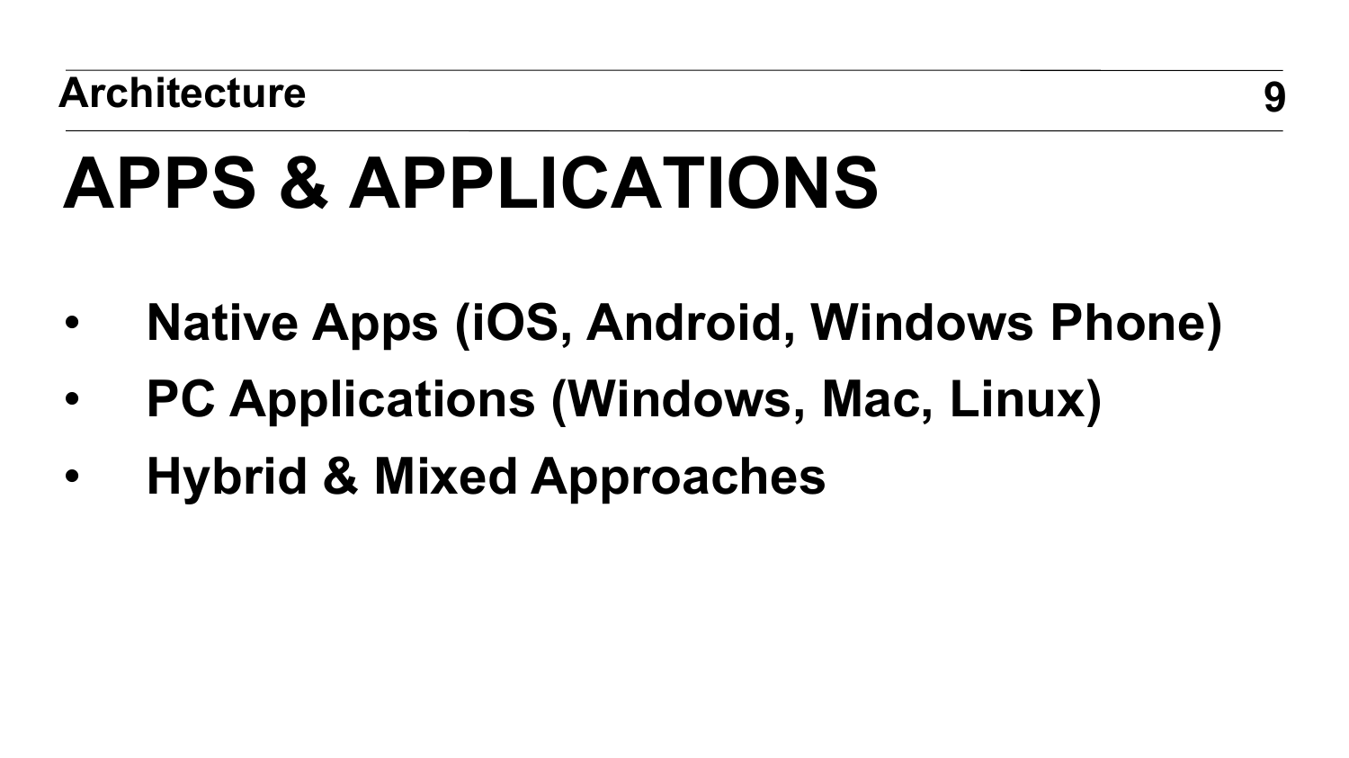# APPS & APPLICATIONS

- **Native Apps (iOS, Android, Windows Phone)**
- **PC Applications (Windows, Mac, Linux)**
- **Hybrid & Mixed Approaches**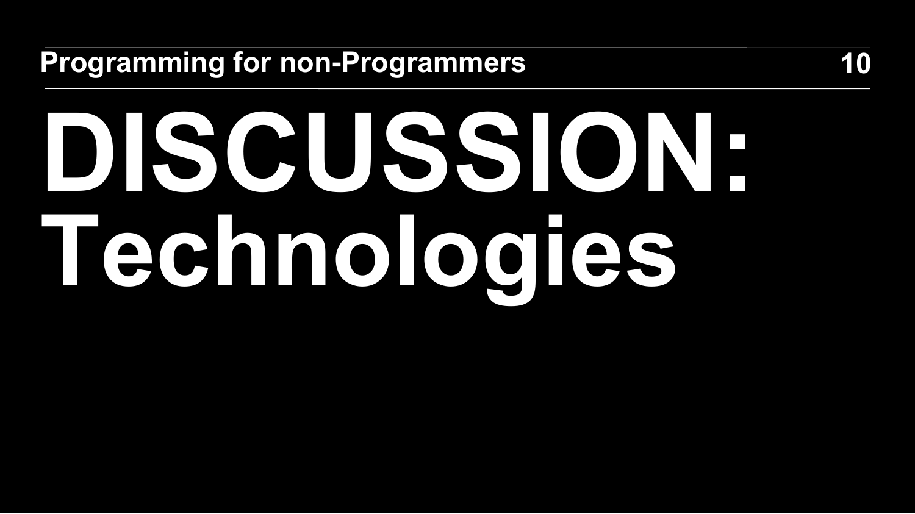# DISCUSSION: Technologies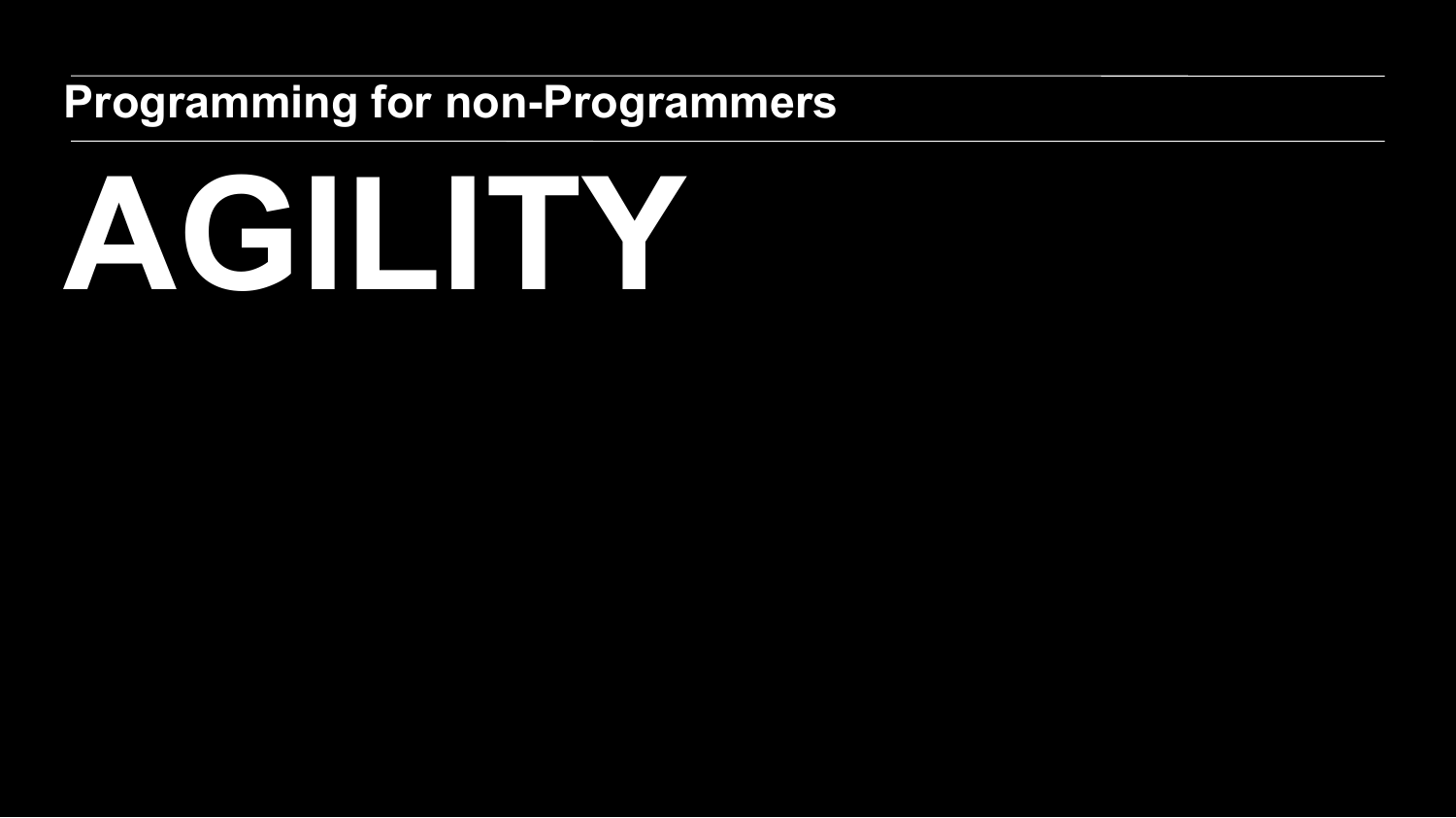Programming for non-Programmers

# AGILITY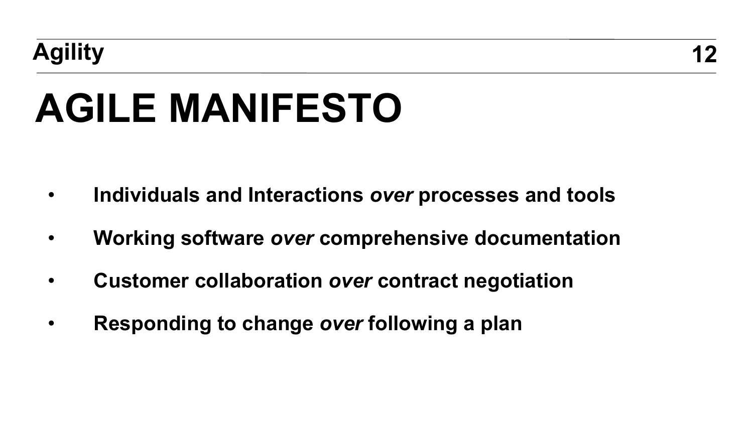# AGILE MANIFESTO

- **Individuals and Interactions *over* processes and tools**
- **Working software *over* comprehensive documentation**
- **Customer collaboration *over* contract negotiation**
- **Responding to change *over* following a plan**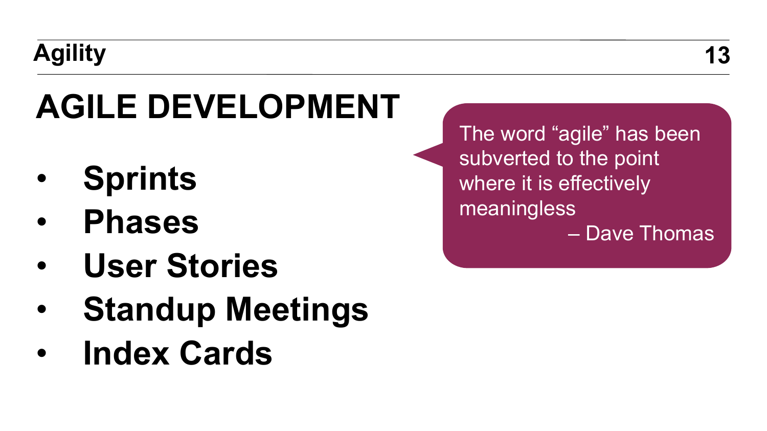# AGILE DEVELOPMENT

- **Sprints**
- **Phases**
- **User Stories**
- **Standup Meetings**
- **Index Cards**

> The word "agile" has been subverted to the point where it is effectively meaningless
>
> – Dave Thomas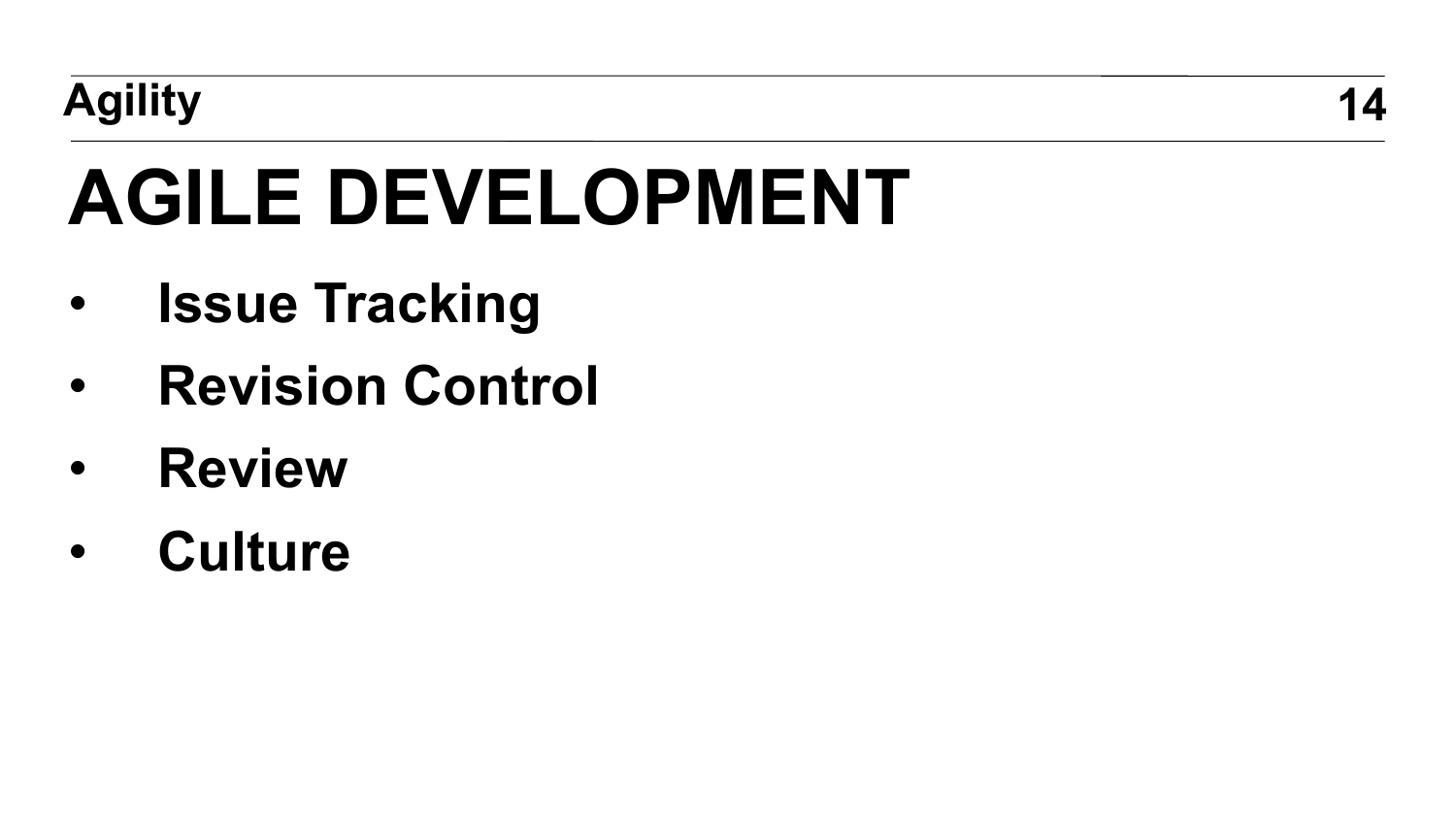# AGILE DEVELOPMENT

- **Issue Tracking**
- **Revision Control**
- **Review**
- **Culture**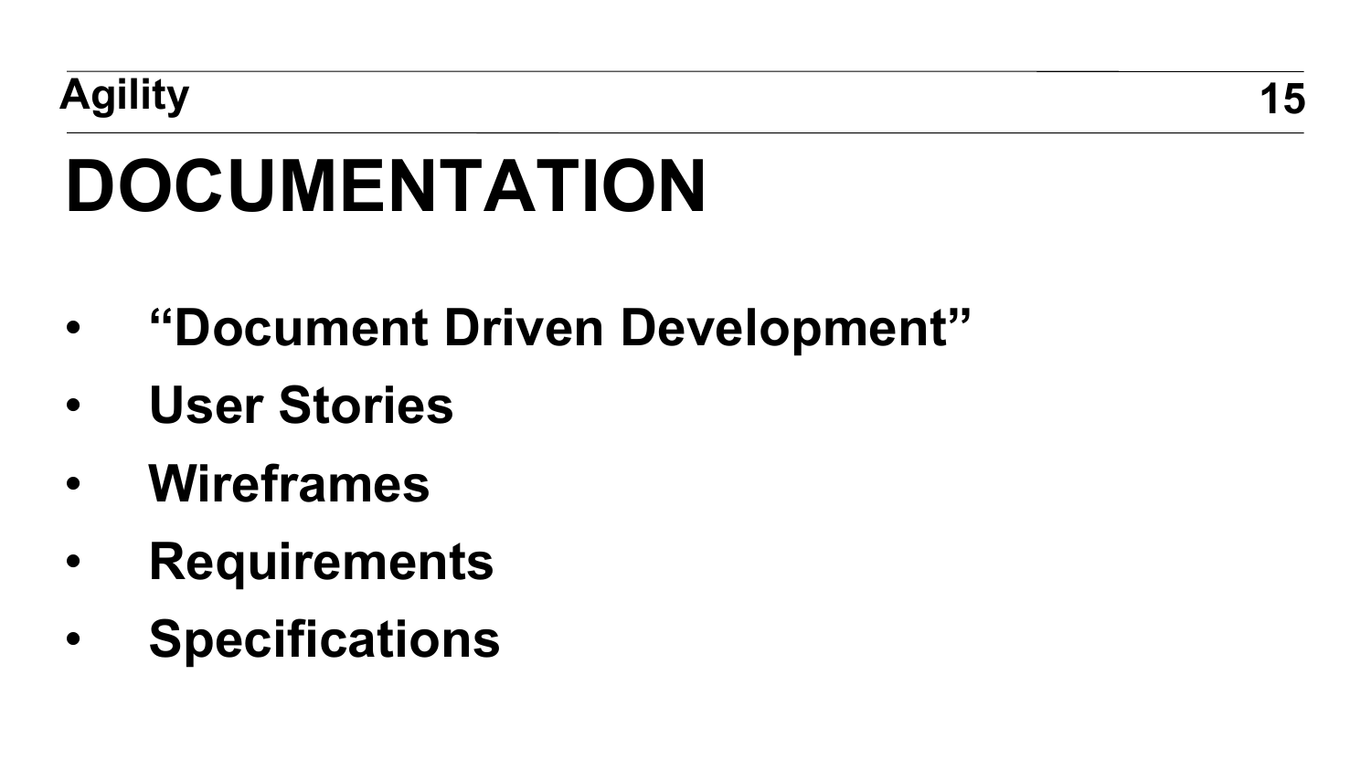# DOCUMENTATION

- **“Document Driven Development”**
- **User Stories**
- **Wireframes**
- **Requirements**
- **Specifications**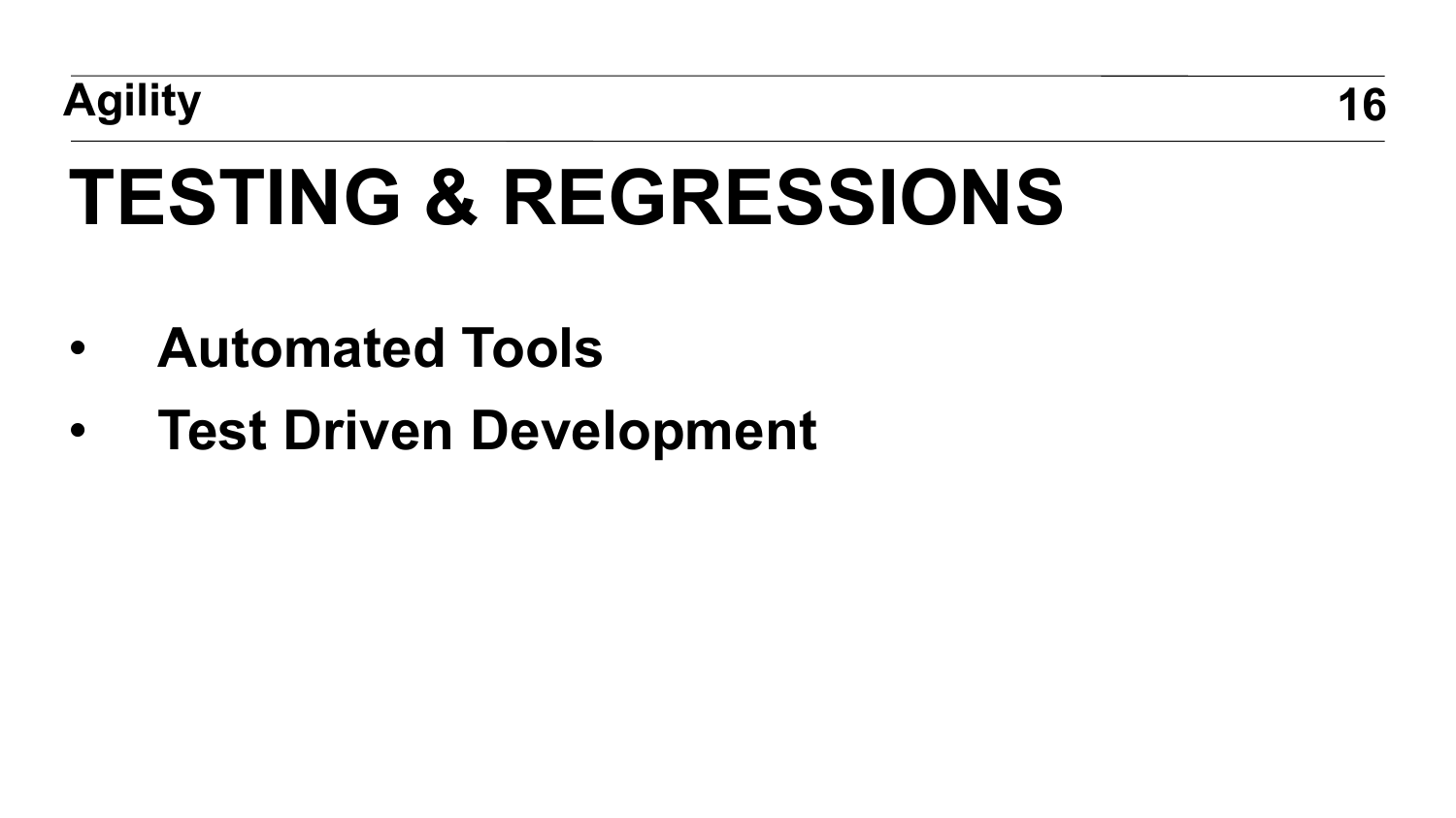# TESTING & REGRESSIONS

- **Automated Tools**
- **Test Driven Development**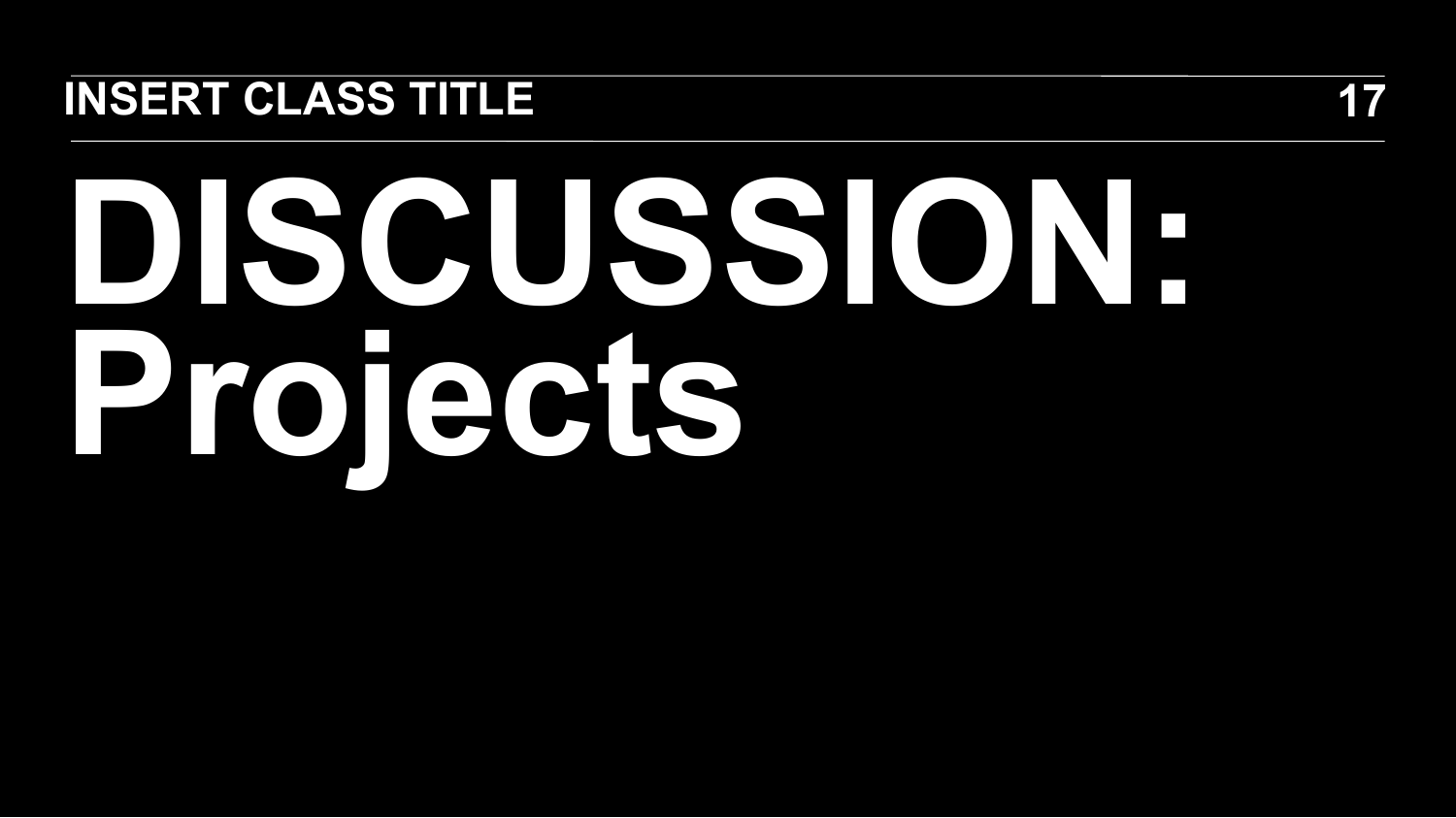# DISCUSSION: Projects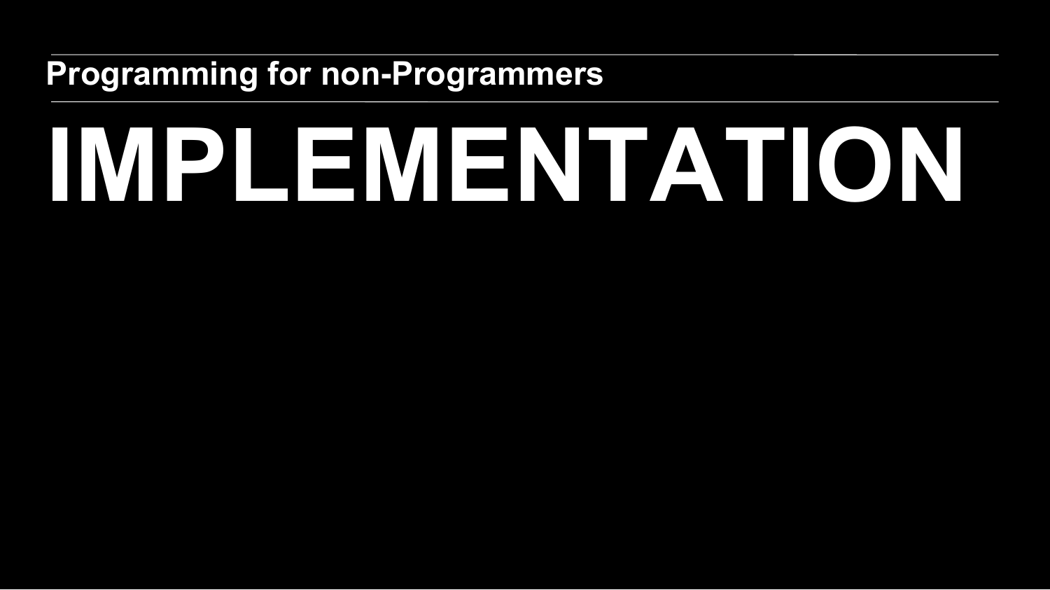**Programming for non-Programmers**

# IMPLEMENTATION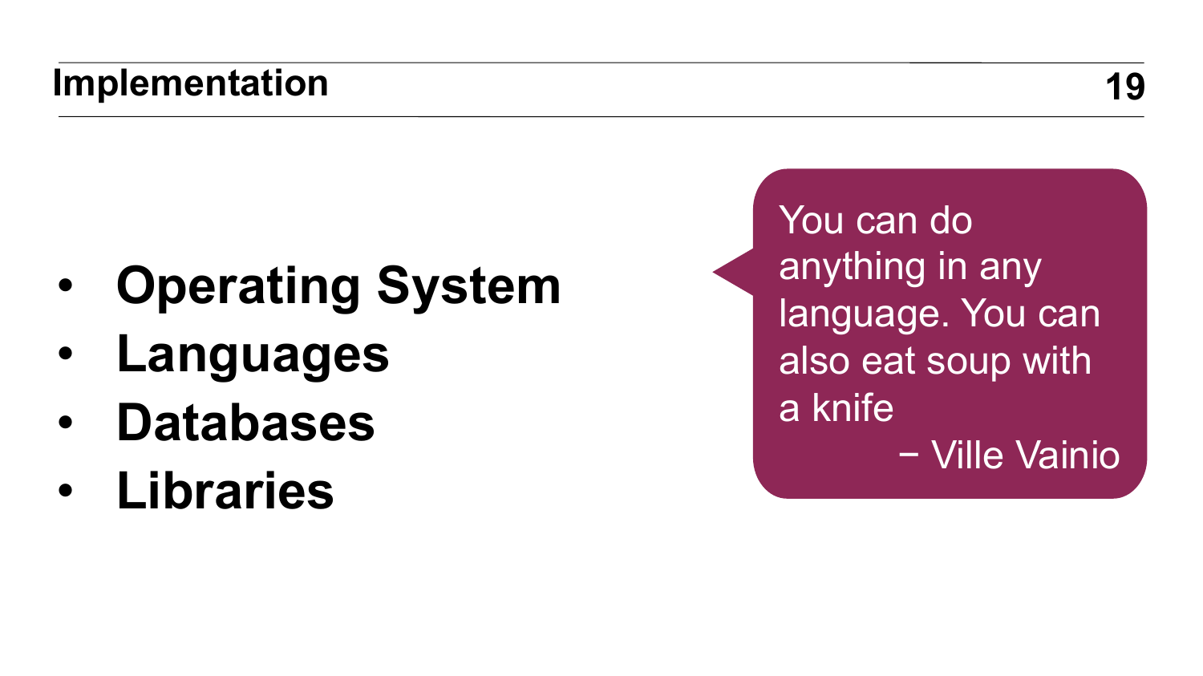## Implementation

- **Operating System**
- **Languages**
- **Databases**
- **Libraries**

> You can do anything in any language. You can also eat soup with a knife
>
> − Ville Vainio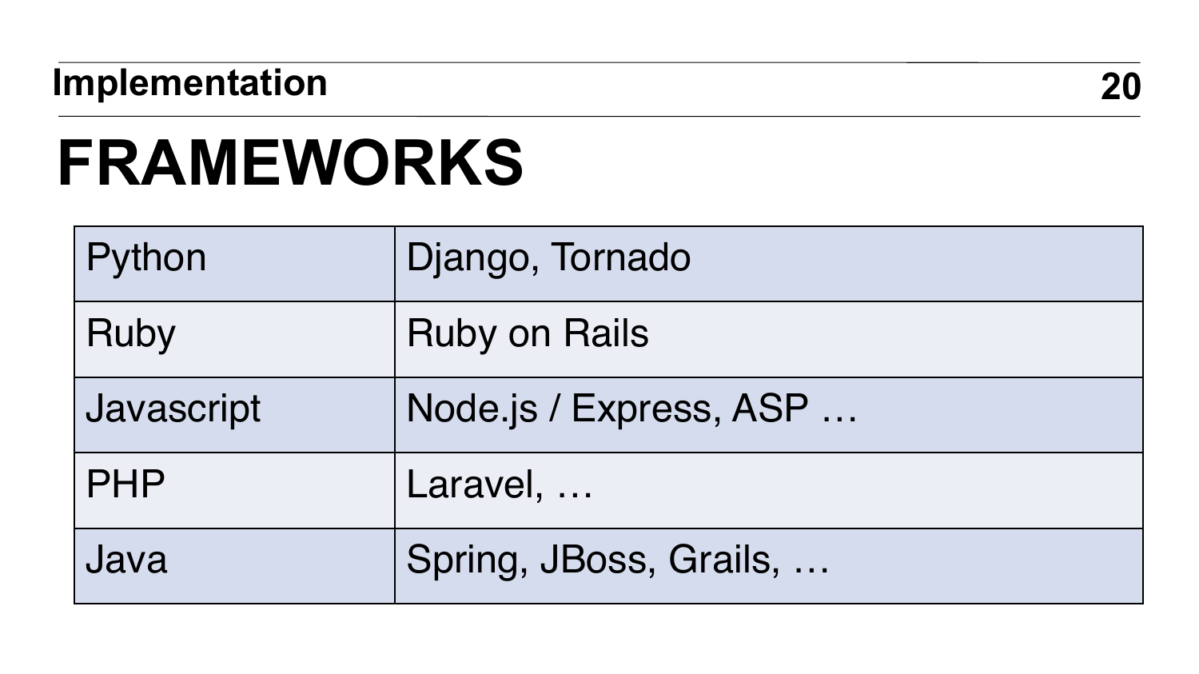# FRAMEWORKS

| Python | Django, Tornado |
|---|---|
| Ruby | Ruby on Rails |
| Javascript | Node.js / Express, ASP … |
| PHP | Laravel, … |
| Java | Spring, JBoss, Grails, … |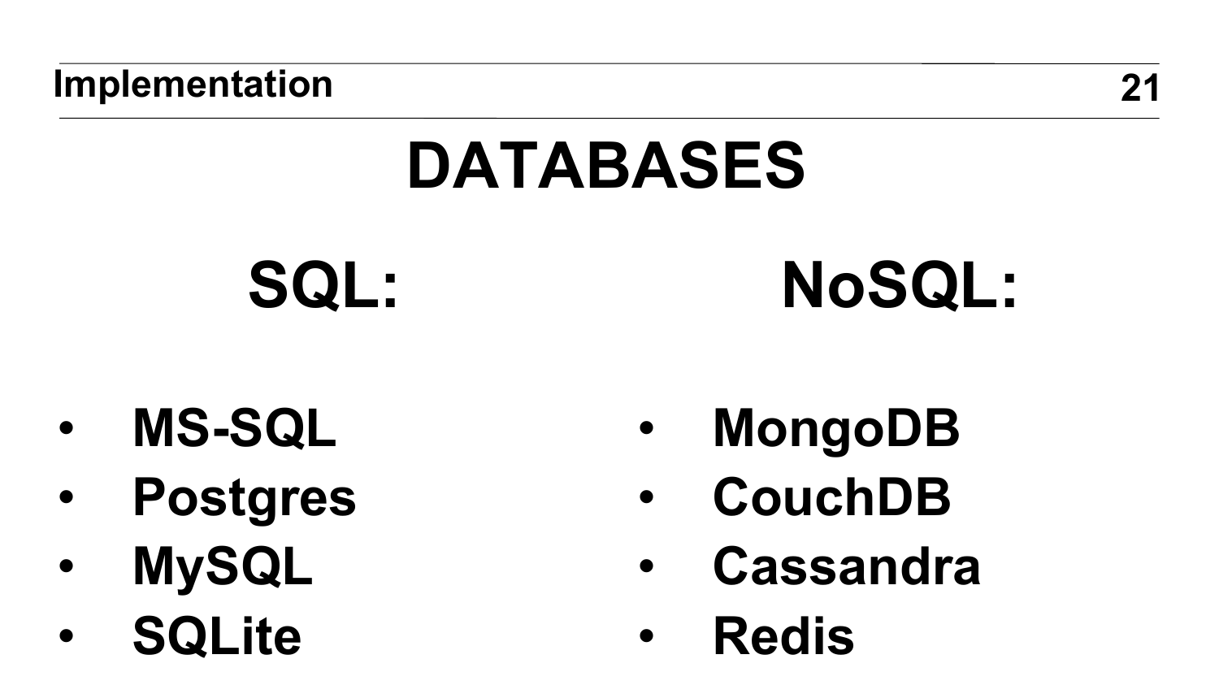# DATABASES

## SQL:

- **MS-SQL**
- **Postgres**
- **MySQL**
- **SQLite**

## NoSQL:

- **MongoDB**
- **CouchDB**
- **Cassandra**
- **Redis**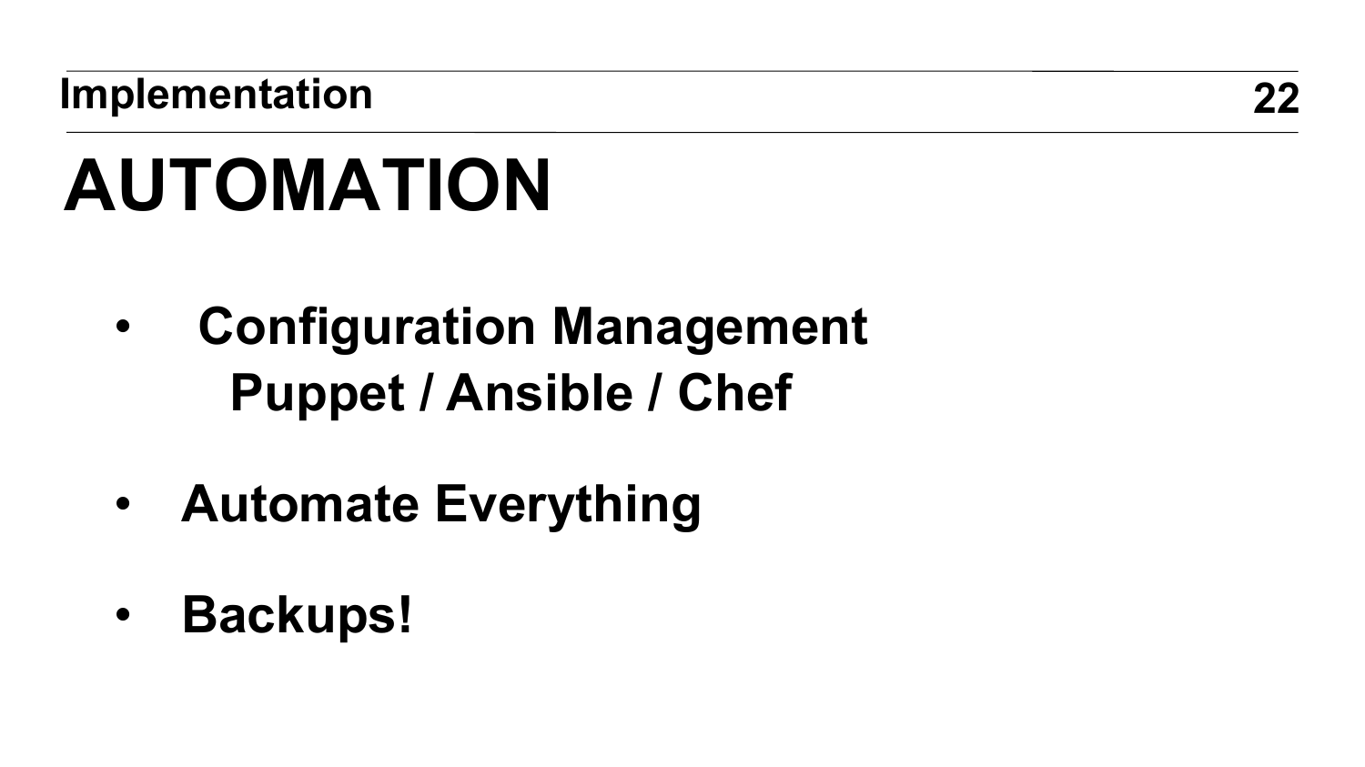# AUTOMATION

- **Configuration Management**
  **Puppet / Ansible / Chef**
- **Automate Everything**
- **Backups!**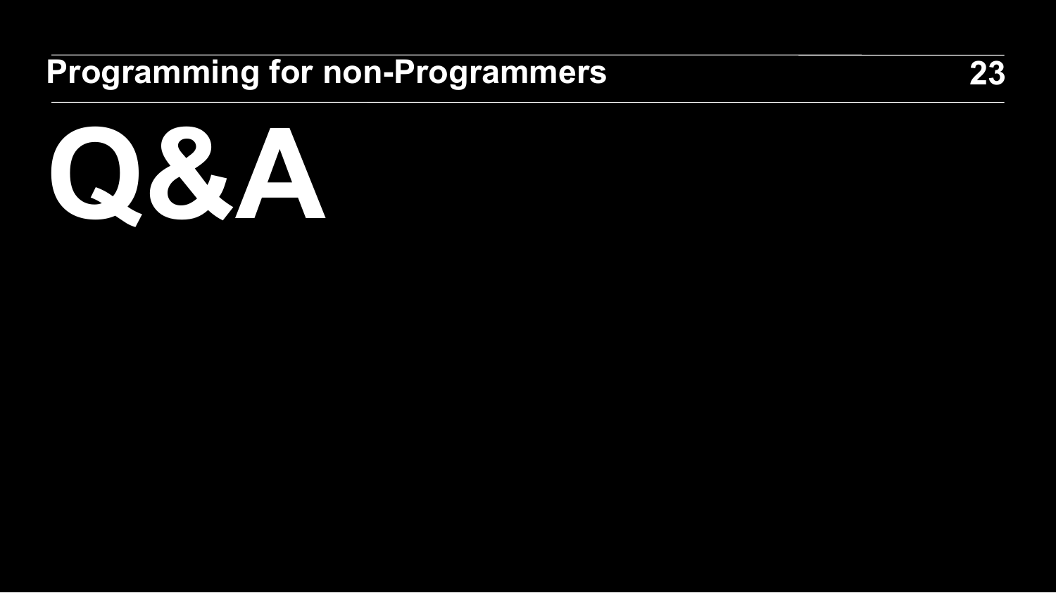# Q&A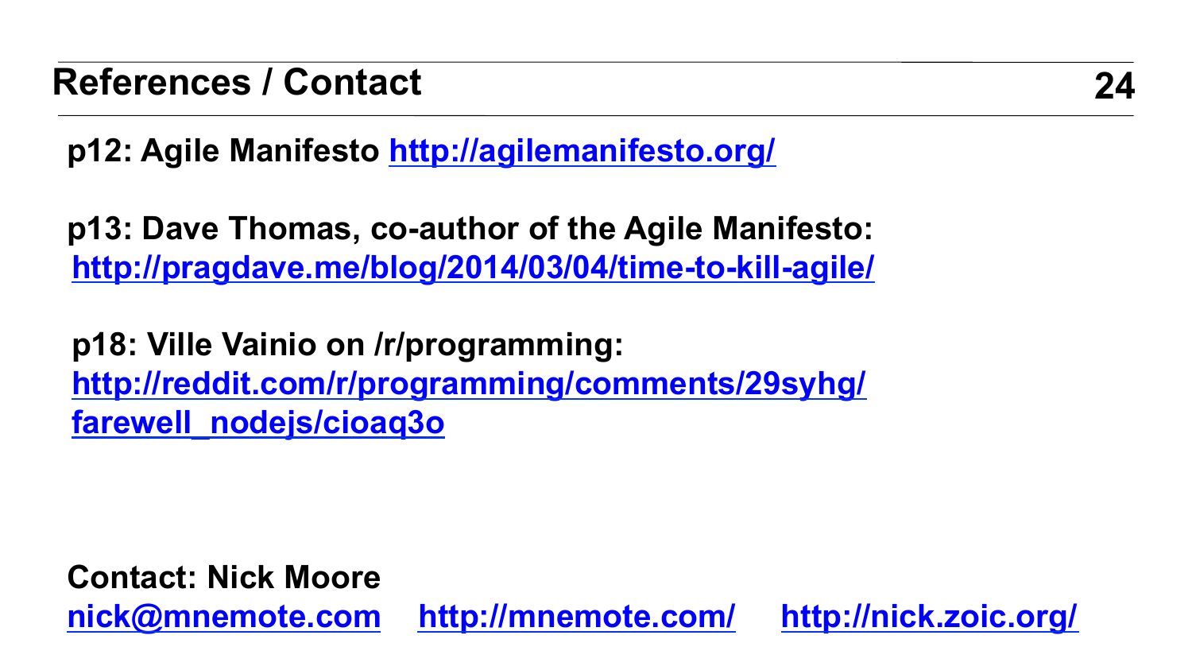# References / Contact

**p12: Agile Manifesto http://agilemanifesto.org/**

**p13: Dave Thomas, co-author of the Agile Manifesto: http://pragdave.me/blog/2014/03/04/time-to-kill-agile/**

**p18: Ville Vainio on /r/programming: http://reddit.com/r/programming/comments/29syhg/farewell_nodejs/cioaq3o**

**Contact: Nick Moore**
**nick@mnemote.com http://mnemote.com/ http://nick.zoic.org/**